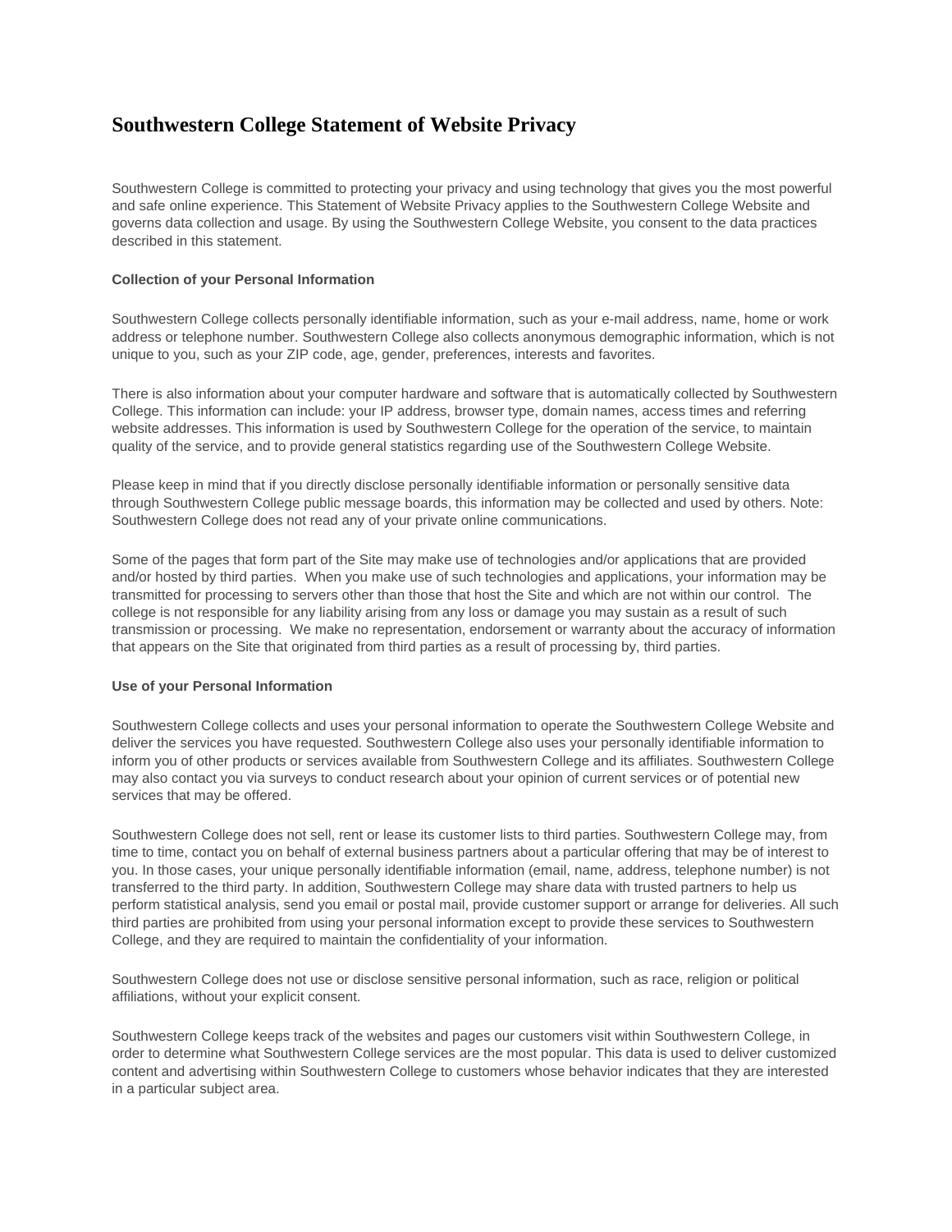# Southwestern College Statement of Website Privacy

Southwestern College is committed to protecting your privacy and using technology that gives you the most powerful and safe online experience. This Statement of Website Privacy applies to the Southwestern College Website and governs data collection and usage. By using the Southwestern College Website, you consent to the data practices described in this statement.

**Collection of your Personal Information**

Southwestern College collects personally identifiable information, such as your e-mail address, name, home or work address or telephone number. Southwestern College also collects anonymous demographic information, which is not unique to you, such as your ZIP code, age, gender, preferences, interests and favorites.

There is also information about your computer hardware and software that is automatically collected by Southwestern College. This information can include: your IP address, browser type, domain names, access times and referring website addresses. This information is used by Southwestern College for the operation of the service, to maintain quality of the service, and to provide general statistics regarding use of the Southwestern College Website.

Please keep in mind that if you directly disclose personally identifiable information or personally sensitive data through Southwestern College public message boards, this information may be collected and used by others. Note: Southwestern College does not read any of your private online communications.

Some of the pages that form part of the Site may make use of technologies and/or applications that are provided and/or hosted by third parties. When you make use of such technologies and applications, your information may be transmitted for processing to servers other than those that host the Site and which are not within our control. The college is not responsible for any liability arising from any loss or damage you may sustain as a result of such transmission or processing. We make no representation, endorsement or warranty about the accuracy of information that appears on the Site that originated from third parties as a result of processing by, third parties.

**Use of your Personal Information**

Southwestern College collects and uses your personal information to operate the Southwestern College Website and deliver the services you have requested. Southwestern College also uses your personally identifiable information to inform you of other products or services available from Southwestern College and its affiliates. Southwestern College may also contact you via surveys to conduct research about your opinion of current services or of potential new services that may be offered.

Southwestern College does not sell, rent or lease its customer lists to third parties. Southwestern College may, from time to time, contact you on behalf of external business partners about a particular offering that may be of interest to you. In those cases, your unique personally identifiable information (email, name, address, telephone number) is not transferred to the third party. In addition, Southwestern College may share data with trusted partners to help us perform statistical analysis, send you email or postal mail, provide customer support or arrange for deliveries. All such third parties are prohibited from using your personal information except to provide these services to Southwestern College, and they are required to maintain the confidentiality of your information.

Southwestern College does not use or disclose sensitive personal information, such as race, religion or political affiliations, without your explicit consent.

Southwestern College keeps track of the websites and pages our customers visit within Southwestern College, in order to determine what Southwestern College services are the most popular. This data is used to deliver customized content and advertising within Southwestern College to customers whose behavior indicates that they are interested in a particular subject area.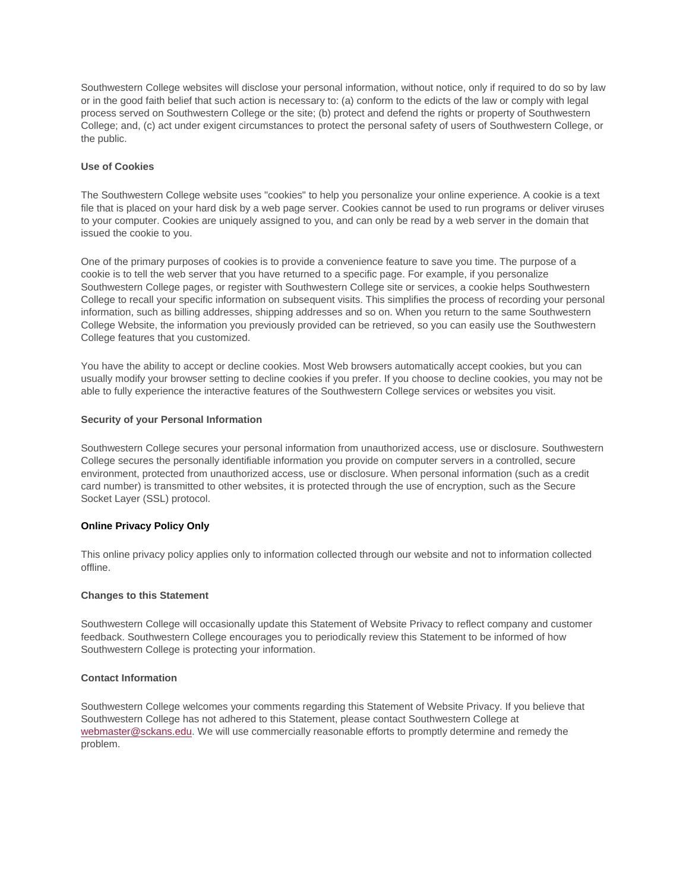Southwestern College websites will disclose your personal information, without notice, only if required to do so by law or in the good faith belief that such action is necessary to: (a) conform to the edicts of the law or comply with legal process served on Southwestern College or the site; (b) protect and defend the rights or property of Southwestern College; and, (c) act under exigent circumstances to protect the personal safety of users of Southwestern College, or the public.

**Use of Cookies**

The Southwestern College website uses "cookies" to help you personalize your online experience. A cookie is a text file that is placed on your hard disk by a web page server. Cookies cannot be used to run programs or deliver viruses to your computer. Cookies are uniquely assigned to you, and can only be read by a web server in the domain that issued the cookie to you.

One of the primary purposes of cookies is to provide a convenience feature to save you time. The purpose of a cookie is to tell the web server that you have returned to a specific page. For example, if you personalize Southwestern College pages, or register with Southwestern College site or services, a cookie helps Southwestern College to recall your specific information on subsequent visits. This simplifies the process of recording your personal information, such as billing addresses, shipping addresses and so on. When you return to the same Southwestern College Website, the information you previously provided can be retrieved, so you can easily use the Southwestern College features that you customized.

You have the ability to accept or decline cookies. Most Web browsers automatically accept cookies, but you can usually modify your browser setting to decline cookies if you prefer. If you choose to decline cookies, you may not be able to fully experience the interactive features of the Southwestern College services or websites you visit.

**Security of your Personal Information**

Southwestern College secures your personal information from unauthorized access, use or disclosure. Southwestern College secures the personally identifiable information you provide on computer servers in a controlled, secure environment, protected from unauthorized access, use or disclosure. When personal information (such as a credit card number) is transmitted to other websites, it is protected through the use of encryption, such as the Secure Socket Layer (SSL) protocol.

**Online Privacy Policy Only**

This online privacy policy applies only to information collected through our website and not to information collected offline.

**Changes to this Statement**

Southwestern College will occasionally update this Statement of Website Privacy to reflect company and customer feedback. Southwestern College encourages you to periodically review this Statement to be informed of how Southwestern College is protecting your information.

**Contact Information**

Southwestern College welcomes your comments regarding this Statement of Website Privacy. If you believe that Southwestern College has not adhered to this Statement, please contact Southwestern College at webmaster@sckans.edu. We will use commercially reasonable efforts to promptly determine and remedy the problem.